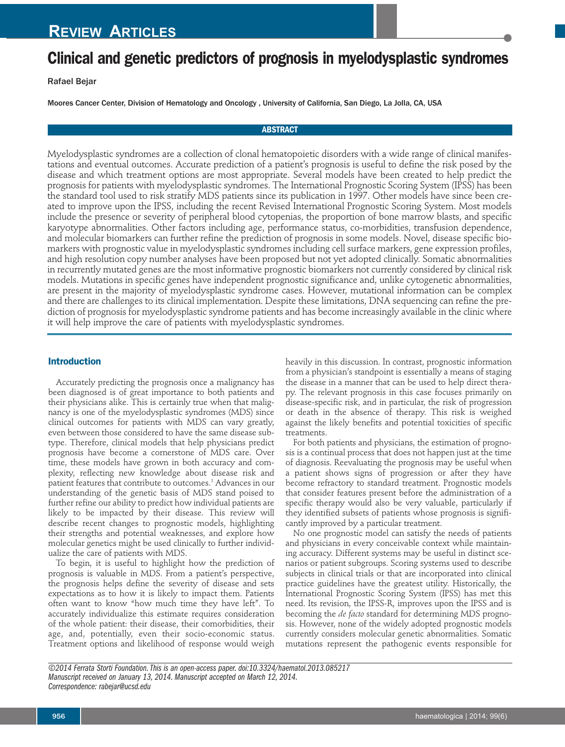# Clinical and genetic predictors of prognosis in myelodysplastic syndromes

Rafael Bejar

Moores Cancer Center, Division of Hematology and Oncology , University of California, San Diego, La Jolla, CA, USA

## ABSTRACT

Myelodysplastic syndromes are a collection of clonal hematopoietic disorders with a wide range of clinical manifestations and eventual outcomes. Accurate prediction of a patient's prognosis is useful to define the risk posed by the disease and which treatment options are most appropriate. Several models have been created to help predict the prognosis for patients with myelodysplastic syndromes. The International Prognostic Scoring System (IPSS) has been the standard tool used to risk stratify MDS patients since its publication in 1997. Other models have since been created to improve upon the IPSS, including the recent Revised International Prognostic Scoring System. Most models include the presence or severity of peripheral blood cytopenias, the proportion of bone marrow blasts, and specific karyotype abnormalities. Other factors including age, performance status, co-morbidities, transfusion dependence, and molecular biomarkers can further refine the prediction of prognosis in some models. Novel, disease specific biomarkers with prognostic value in myelodysplastic syndromes including cell surface markers, gene expression profiles, and high resolution copy number analyses have been proposed but not yet adopted clinically. Somatic abnormalities in recurrently mutated genes are the most informative prognostic biomarkers not currently considered by clinical risk models. Mutations in specific genes have independent prognostic significance and, unlike cytogenetic abnormalities, are present in the majority of myelodysplastic syndrome cases. However, mutational information can be complex and there are challenges to its clinical implementation. Despite these limitations, DNA sequencing can refine the prediction of prognosis for myelodysplastic syndrome patients and has become increasingly available in the clinic where it will help improve the care of patients with myelodysplastic syndromes.

## Introduction

Accurately predicting the prognosis once a malignancy has been diagnosed is of great importance to both patients and their physicians alike. This is certainly true when that malignancy is one of the myelodysplastic syndromes (MDS) since clinical outcomes for patients with MDS can vary greatly, even between those considered to have the same disease subtype. Therefore, clinical models that help physicians predict prognosis have become a cornerstone of MDS care. Over time, these models have grown in both accuracy and complexity, reflecting new knowledge about disease risk and patient features that contribute to outcomes.[1] Advances in our understanding of the genetic basis of MDS stand poised to further refine our ability to predict how individual patients are likely to be impacted by their disease. This review will describe recent changes to prognostic models, highlighting their strengths and potential weaknesses, and explore how molecular genetics might be used clinically to further individualize the care of patients with MDS.

To begin, it is useful to highlight how the prediction of prognosis is valuable in MDS. From a patient's perspective, the prognosis helps define the severity of disease and sets expectations as to how it is likely to impact them. Patients often want to know "how much time they have left". To accurately individualize this estimate requires consideration of the whole patient: their disease, their comorbidities, their age, and, potentially, even their socio-economic status. Treatment options and likelihood of response would weigh heavily in this discussion. In contrast, prognostic information from a physician's standpoint is essentially a means of staging the disease in a manner that can be used to help direct therapy. The relevant prognosis in this case focuses primarily on disease-specific risk, and in particular, the risk of progression or death in the absence of therapy. This risk is weighed against the likely benefits and potential toxicities of specific treatments.

For both patients and physicians, the estimation of prognosis is a continual process that does not happen just at the time of diagnosis. Reevaluating the prognosis may be useful when a patient shows signs of progression or after they have become refractory to standard treatment. Prognostic models that consider features present before the administration of a specific therapy would also be very valuable, particularly if they identified subsets of patients whose prognosis is significantly improved by a particular treatment.

No one prognostic model can satisfy the needs of patients and physicians in every conceivable context while maintaining accuracy. Different systems may be useful in distinct scenarios or patient subgroups. Scoring systems used to describe subjects in clinical trials or that are incorporated into clinical practice guidelines have the greatest utility. Historically, the International Prognostic Scoring System (IPSS) has met this need. Its revision, the IPSS-R, improves upon the IPSS and is becoming the *de facto* standard for determining MDS prognosis. However, none of the widely adopted prognostic models currently considers molecular genetic abnormalities. Somatic mutations represent the pathogenic events responsible for

*©2014 Ferrata Storti Foundation. This is an open-access paper. doi:10.3324/haematol.2013.085217*
*Manuscript received on January 13, 2014. Manuscript accepted on March 12, 2014.*
*Correspondence: rabejar@ucsd.edu*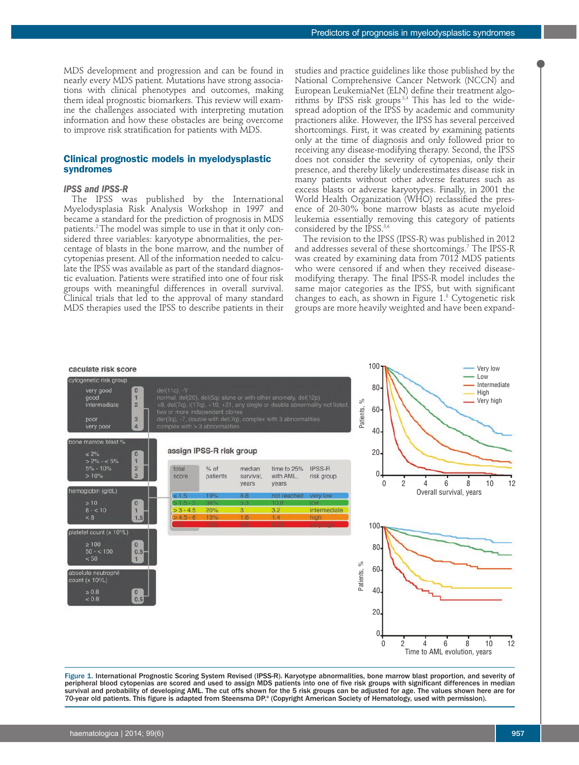MDS development and progression and can be found in nearly every MDS patient. Mutations have strong associations with clinical phenotypes and outcomes, making them ideal prognostic biomarkers. This review will examine the challenges associated with interpreting mutation information and how these obstacles are being overcome to improve risk stratification for patients with MDS.

## Clinical prognostic models in myelodysplastic syndromes

### *IPSS and IPSS-R*

The IPSS was published by the International Myelodysplasia Risk Analysis Workshop in 1997 and became a standard for the prediction of prognosis in MDS patients.[2] The model was simple to use in that it only considered three variables: karyotype abnormalities, the percentage of blasts in the bone marrow, and the number of cytopenias present. All of the information needed to calculate the IPSS was available as part of the standard diagnostic evaluation. Patients were stratified into one of four risk groups with meaningful differences in overall survival. Clinical trials that led to the approval of many standard MDS therapies used the IPSS to describe patients in their studies and practice guidelines like those published by the National Comprehensive Cancer Network (NCCN) and European LeukemiaNet (ELN) define their treatment algorithms by IPSS risk groups[3,4] This has led to the widespread adoption of the IPSS by academic and community practioners alike. However, the IPSS has several perceived shortcomings. First, it was created by examining patients only at the time of diagnosis and only followed prior to receiving any disease-modifying therapy. Second, the IPSS does not consider the severity of cytopenias, only their presence, and thereby likely underestimates disease risk in many patients without other adverse features such as excess blasts or adverse karyotypes. Finally, in 2001 the World Health Organization (WHO) reclassified the presence of 20-30% bone marrow blasts as acute myeloid leukemia essentially removing this category of patients considered by the IPSS.[5,6]

The revision to the IPSS (IPSS-R) was published in 2012 and addresses several of these shortcomings.[7] The IPSS-R was created by examining data from 7012 MDS patients who were censored if and when they received disease-modifying therapy. The final IPSS-R model includes the same major categories as the IPSS, but with significant changes to each, as shown in Figure 1.[8] Cytogenetic risk groups are more heavily weighted and have been expand-

**caculate risk score**

| cytogenetic risk group | score | |
|---|---|---|
| very good | 0 | del(11q), -Y |
| good | 1 | normal, del(20), del(5q) alone or with other anomaly, del(12p) |
| intermediate | 2 | +8, del(7q), i(17q), +19, +21, any single or double abnormality not listed, two or more independent clones |
| poor | 3 | der(3q), -7, double with del(7q), complex with 3 abnormalities |
| very poor | 4 | complex with > 3 abnormalities |

| bone marrow blast % | score |
|---|---|
| ≤ 2% | 0 |
| > 2% - < 5% | 1 |
| 5% - 10% | 2 |
| > 10% | 3 |

| hemoglobin (g/dL) | score |
|---|---|
| ≥ 10 | 0 |
| 8 - < 10 | 1 |
| < 8 | 1.5 |

| platelet count (x $10^9$/L) | score |
|---|---|
| ≥ 100 | 0 |
| 50 - < 100 | 0.5 |
| < 50 | 1 |

| absolute neutrophil count (x $10^9$/L) | score |
|---|---|
| ≥ 0.8 | 0 |
| < 0.8 | 0.5 |

**assign IPSS-R risk group**

| total score | % of patients | median survival, years | time to 25% with AML, years | IPSS-R risk group |
|---|---|---|---|---|
| ≤ 1.5 | 19% | 8.8 | not reached | very low |
| > 1.5 - 3 | 38% | 5.3 | 10.8 | low |
| > 3 - 4.5 | 20% | 3 | 3.2 | intermediate |
| > 4.5 - 6 | 13% | 1.6 | 1.4 | high |
| > 6 | 10% | 0.8 | 0.73 | very high |

Figure 1. International Prognostic Scoring System Revised (IPSS-R). Karyotype abnormalities, bone marrow blast proportion, and severity of peripheral blood cytopenias are scored and used to assign MDS patients into one of five risk groups with significant differences in median survival and probability of developing AML. The cut offs shown for the 5 risk groups can be adjusted for age. The values shown here are for 70-year old patients. This figure is adapted from Steensma DP.[8] (Copyright American Society of Hematology, used with permission).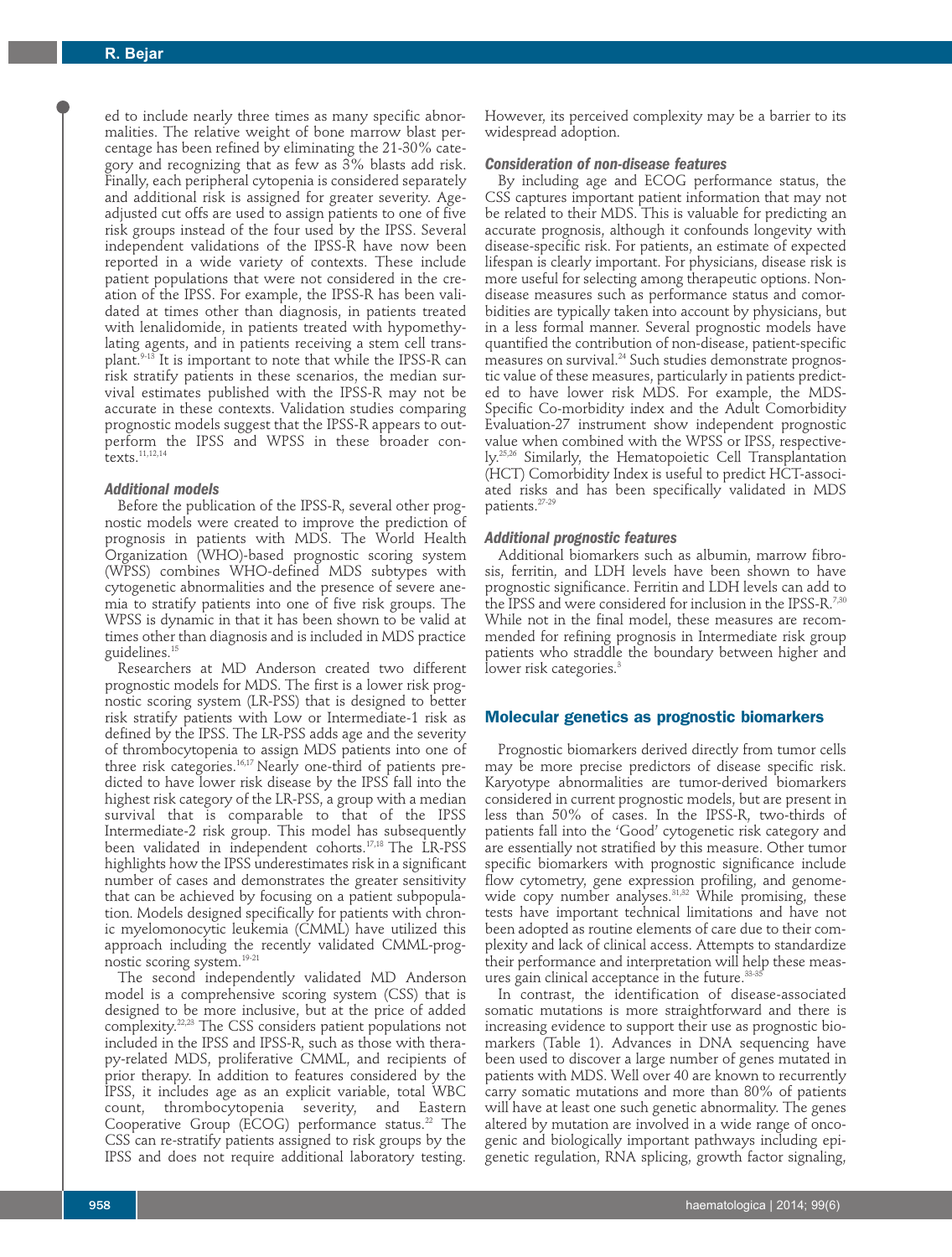ed to include nearly three times as many specific abnormalities. The relative weight of bone marrow blast percentage has been refined by eliminating the 21-30% category and recognizing that as few as 3% blasts add risk. Finally, each peripheral cytopenia is considered separately and additional risk is assigned for greater severity. Age-adjusted cut offs are used to assign patients to one of five risk groups instead of the four used by the IPSS. Several independent validations of the IPSS-R have now been reported in a wide variety of contexts. These include patient populations that were not considered in the creation of the IPSS. For example, the IPSS-R has been validated at times other than diagnosis, in patients treated with lenalidomide, in patients treated with hypomethylating agents, and in patients receiving a stem cell transplant.[9-13] It is important to note that while the IPSS-R can risk stratify patients in these scenarios, the median survival estimates published with the IPSS-R may not be accurate in these contexts. Validation studies comparing prognostic models suggest that the IPSS-R appears to outperform the IPSS and WPSS in these broader contexts.[11,12,14]

### Additional models

Before the publication of the IPSS-R, several other prognostic models were created to improve the prediction of prognosis in patients with MDS. The World Health Organization (WHO)-based prognostic scoring system (WPSS) combines WHO-defined MDS subtypes with cytogenetic abnormalities and the presence of severe anemia to stratify patients into one of five risk groups. The WPSS is dynamic in that it has been shown to be valid at times other than diagnosis and is included in MDS practice guidelines.[15]

Researchers at MD Anderson created two different prognostic models for MDS. The first is a lower risk prognostic scoring system (LR-PSS) that is designed to better risk stratify patients with Low or Intermediate-1 risk as defined by the IPSS. The LR-PSS adds age and the severity of thrombocytopenia to assign MDS patients into one of three risk categories.[16,17] Nearly one-third of patients predicted to have lower risk disease by the IPSS fall into the highest risk category of the LR-PSS, a group with a median survival that is comparable to that of the IPSS Intermediate-2 risk group. This model has subsequently been validated in independent cohorts.[17,18] The LR-PSS highlights how the IPSS underestimates risk in a significant number of cases and demonstrates the greater sensitivity that can be achieved by focusing on a patient subpopulation. Models designed specifically for patients with chronic myelomonocytic leukemia (CMML) have utilized this approach including the recently validated CMML-prognostic scoring system.[19-21]

The second independently validated MD Anderson model is a comprehensive scoring system (CSS) that is designed to be more inclusive, but at the price of added complexity.[22,23] The CSS considers patient populations not included in the IPSS and IPSS-R, such as those with therapy-related MDS, proliferative CMML, and recipients of prior therapy. In addition to features considered by the IPSS, it includes age as an explicit variable, total WBC count, thrombocytopenia severity, and Eastern Cooperative Group (ECOG) performance status.[22] The CSS can re-stratify patients assigned to risk groups by the IPSS and does not require additional laboratory testing. However, its perceived complexity may be a barrier to its widespread adoption.

### Consideration of non-disease features

By including age and ECOG performance status, the CSS captures important patient information that may not be related to their MDS. This is valuable for predicting an accurate prognosis, although it confounds longevity with disease-specific risk. For patients, an estimate of expected lifespan is clearly important. For physicians, disease risk is more useful for selecting among therapeutic options. Non-disease measures such as performance status and comorbidities are typically taken into account by physicians, but in a less formal manner. Several prognostic models have quantified the contribution of non-disease, patient-specific measures on survival.[24] Such studies demonstrate prognostic value of these measures, particularly in patients predicted to have lower risk MDS. For example, the MDS-Specific Co-morbidity index and the Adult Comorbidity Evaluation-27 instrument show independent prognostic value when combined with the WPSS or IPSS, respectively.[25,26] Similarly, the Hematopoietic Cell Transplantation (HCT) Comorbidity Index is useful to predict HCT-associated risks and has been specifically validated in MDS patients.[27-29]

### Additional prognostic features

Additional biomarkers such as albumin, marrow fibrosis, ferritin, and LDH levels have been shown to have prognostic significance. Ferritin and LDH levels can add to the IPSS and were considered for inclusion in the IPSS-R.[7,30] While not in the final model, these measures are recommended for refining prognosis in Intermediate risk group patients who straddle the boundary between higher and lower risk categories.[3]

## Molecular genetics as prognostic biomarkers

Prognostic biomarkers derived directly from tumor cells may be more precise predictors of disease specific risk. Karyotype abnormalities are tumor-derived biomarkers considered in current prognostic models, but are present in less than 50% of cases. In the IPSS-R, two-thirds of patients fall into the 'Good' cytogenetic risk category and are essentially not stratified by this measure. Other tumor specific biomarkers with prognostic significance include flow cytometry, gene expression profiling, and genome-wide copy number analyses.[31,32] While promising, these tests have important technical limitations and have not been adopted as routine elements of care due to their complexity and lack of clinical access. Attempts to standardize their performance and interpretation will help these measures gain clinical acceptance in the future.[33-35]

In contrast, the identification of disease-associated somatic mutations is more straightforward and there is increasing evidence to support their use as prognostic biomarkers (Table 1). Advances in DNA sequencing have been used to discover a large number of genes mutated in patients with MDS. Well over 40 are known to recurrently carry somatic mutations and more than 80% of patients will have at least one such genetic abnormality. The genes altered by mutation are involved in a wide range of oncogenic and biologically important pathways including epigenetic regulation, RNA splicing, growth factor signaling,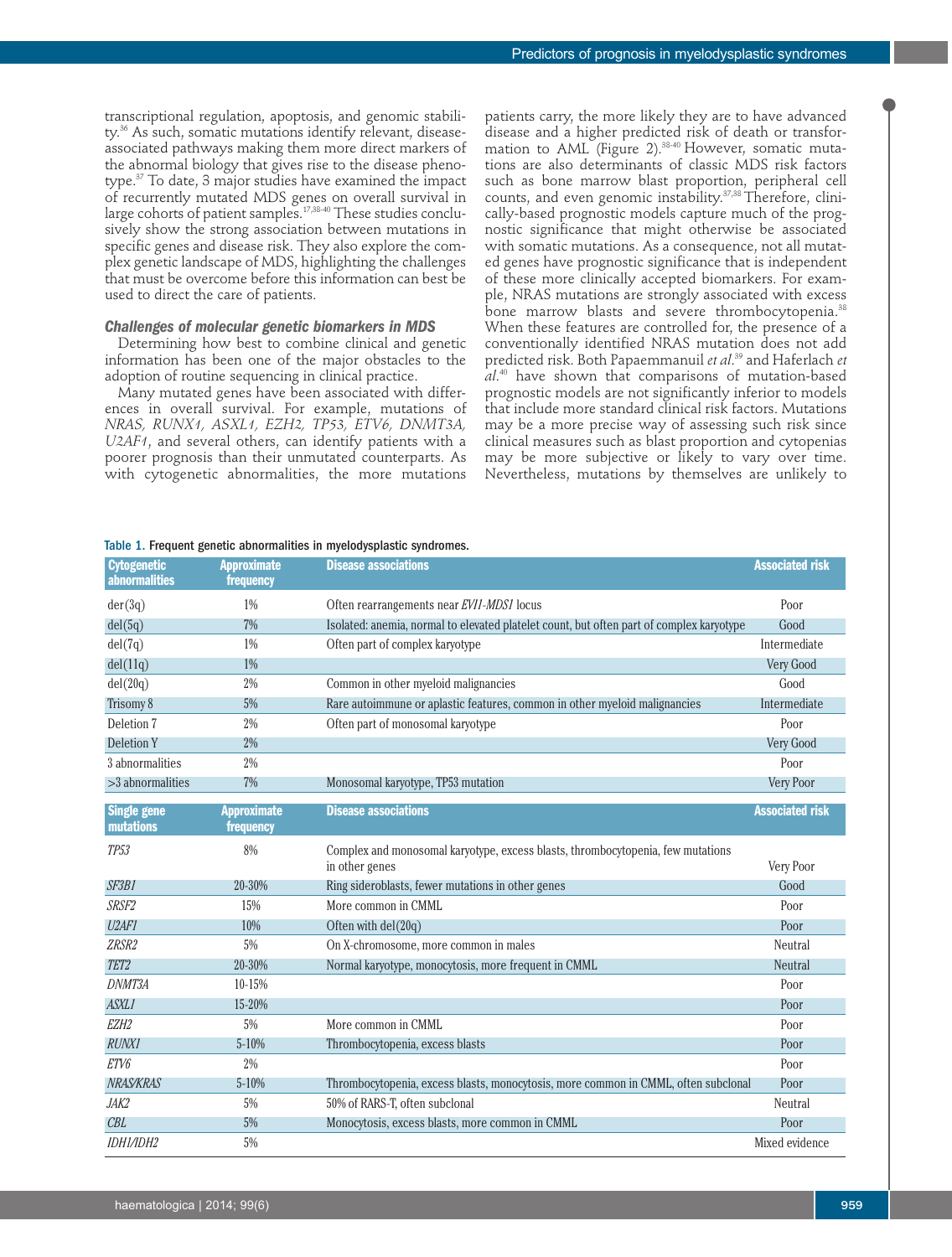transcriptional regulation, apoptosis, and genomic stability.[36] As such, somatic mutations identify relevant, disease-associated pathways making them more direct markers of the abnormal biology that gives rise to the disease phenotype.[37] To date, 3 major studies have examined the impact of recurrently mutated MDS genes on overall survival in large cohorts of patient samples.[17,38-40] These studies conclusively show the strong association between mutations in specific genes and disease risk. They also explore the complex genetic landscape of MDS, highlighting the challenges that must be overcome before this information can best be used to direct the care of patients.

### *Challenges of molecular genetic biomarkers in MDS*

Determining how best to combine clinical and genetic information has been one of the major obstacles to the adoption of routine sequencing in clinical practice.

Many mutated genes have been associated with differences in overall survival. For example, mutations of *NRAS, RUNX1, ASXL1, EZH2, TP53, ETV6, DNMT3A, U2AF1*, and several others, can identify patients with a poorer prognosis than their unmutated counterparts. As with cytogenetic abnormalities, the more mutations patients carry, the more likely they are to have advanced disease and a higher predicted risk of death or transformation to AML (Figure 2).[38-40] However, somatic mutations are also determinants of classic MDS risk factors such as bone marrow blast proportion, peripheral cell counts, and even genomic instability.[37,38] Therefore, clinically-based prognostic models capture much of the prognostic significance that might otherwise be associated with somatic mutations. As a consequence, not all mutated genes have prognostic significance that is independent of these more clinically accepted biomarkers. For example, NRAS mutations are strongly associated with excess bone marrow blasts and severe thrombocytopenia.[38] When these features are controlled for, the presence of a conventionally identified NRAS mutation does not add predicted risk. Both Papaemmanuil *et al.*[39] and Haferlach *et al.*[40] have shown that comparisons of mutation-based prognostic models are not significantly inferior to models that include more standard clinical risk factors. Mutations may be a more precise way of assessing such risk since clinical measures such as blast proportion and cytopenias may be more subjective or likely to vary over time. Nevertheless, mutations by themselves are unlikely to

Table 1. Frequent genetic abnormalities in myelodysplastic syndromes.

| Cytogenetic abnormalities | Approximate frequency | Disease associations | Associated risk |
|---|---|---|---|
| der(3q) | 1% | Often rearrangements near *EVI1-MDS1* locus | Poor |
| del(5q) | 7% | Isolated: anemia, normal to elevated platelet count, but often part of complex karyotype | Good |
| del(7q) | 1% | Often part of complex karyotype | Intermediate |
| del(11q) | 1% | | Very Good |
| del(20q) | 2% | Common in other myeloid malignancies | Good |
| Trisomy 8 | 5% | Rare autoimmune or aplastic features, common in other myeloid malignancies | Intermediate |
| Deletion 7 | 2% | Often part of monosomal karyotype | Poor |
| Deletion Y | 2% | | Very Good |
| 3 abnormalities | 2% | | Poor |
| >3 abnormalities | 7% | Monosomal karyotype, TP53 mutation | Very Poor |
| **Single gene mutations** | **Approximate frequency** | **Disease associations** | **Associated risk** |
| *TP53* | 8% | Complex and monosomal karyotype, excess blasts, thrombocytopenia, few mutations in other genes | Very Poor |
| *SF3B1* | 20-30% | Ring sideroblasts, fewer mutations in other genes | Good |
| *SRSF2* | 15% | More common in CMML | Poor |
| *U2AF1* | 10% | Often with del(20q) | Poor |
| *ZRSR2* | 5% | On X-chromosome, more common in males | Neutral |
| *TET2* | 20-30% | Normal karyotype, monocytosis, more frequent in CMML | Neutral |
| *DNMT3A* | 10-15% | | Poor |
| *ASXL1* | 15-20% | | Poor |
| *EZH2* | 5% | More common in CMML | Poor |
| *RUNX1* | 5-10% | Thrombocytopenia, excess blasts | Poor |
| *ETV6* | 2% | | Poor |
| *NRAS/KRAS* | 5-10% | Thrombocytopenia, excess blasts, monocytosis, more common in CMML, often subclonal | Poor |
| *JAK2* | 5% | 50% of RARS-T, often subclonal | Neutral |
| *CBL* | 5% | Monocytosis, excess blasts, more common in CMML | Poor |
| *IDH1/IDH2* | 5% | | Mixed evidence |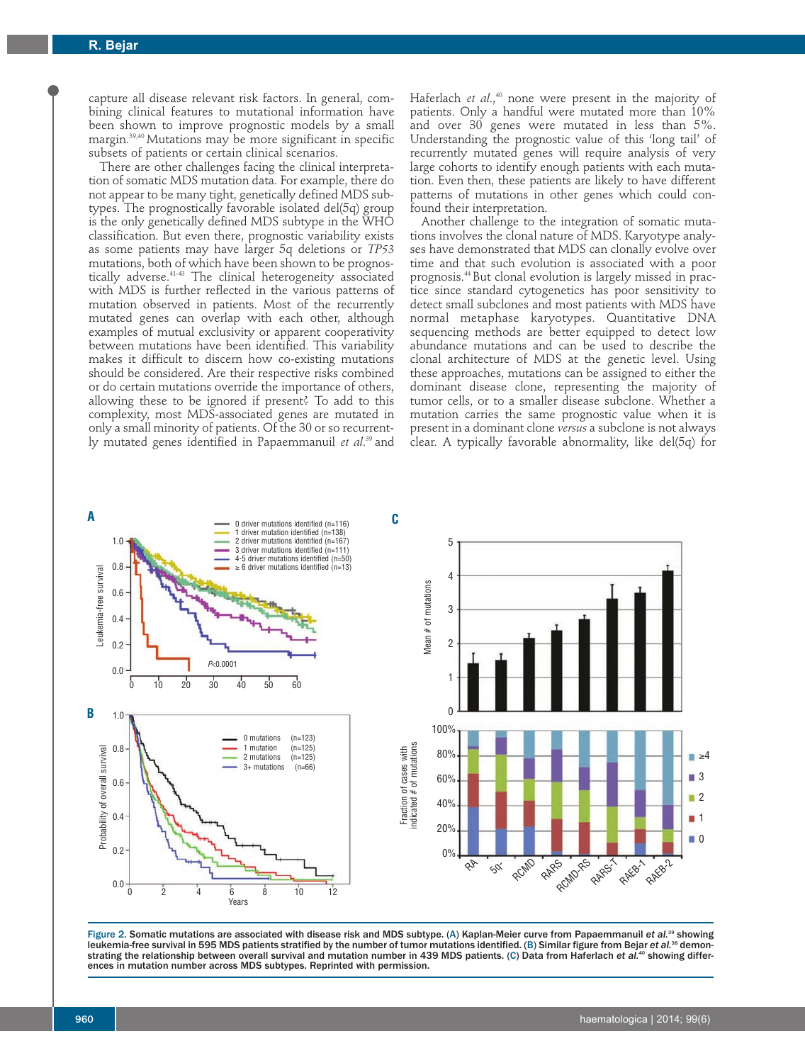capture all disease relevant risk factors. In general, combining clinical features to mutational information have been shown to improve prognostic models by a small margin.[39,40] Mutations may be more significant in specific subsets of patients or certain clinical scenarios.

There are other challenges facing the clinical interpretation of somatic MDS mutation data. For example, there do not appear to be many tight, genetically defined MDS subtypes. The prognostically favorable isolated del(5q) group is the only genetically defined MDS subtype in the WHO classification. But even there, prognostic variability exists as some patients may have larger 5q deletions or *TP53* mutations, both of which have been shown to be prognostically adverse.[41-43] The clinical heterogeneity associated with MDS is further reflected in the various patterns of mutation observed in patients. Most of the recurrently mutated genes can overlap with each other, although examples of mutual exclusivity or apparent cooperativity between mutations have been identified. This variability makes it difficult to discern how co-existing mutations should be considered. Are their respective risks combined or do certain mutations override the importance of others, allowing these to be ignored if present? To add to this complexity, most MDS-associated genes are mutated in only a small minority of patients. Of the 30 or so recurrently mutated genes identified in Papaemmanuil *et al.*[39] and Haferlach *et al.*,[40] none were present in the majority of patients. Only a handful were mutated more than 10% and over 30 genes were mutated in less than 5%. Understanding the prognostic value of this 'long tail' of recurrently mutated genes will require analysis of very large cohorts to identify enough patients with each mutation. Even then, these patients are likely to have different patterns of mutations in other genes which could confound their interpretation.

Another challenge to the integration of somatic mutations involves the clonal nature of MDS. Karyotype analyses have demonstrated that MDS can clonally evolve over time and that such evolution is associated with a poor prognosis.[44] But clonal evolution is largely missed in practice since standard cytogenetics has poor sensitivity to detect small subclones and most patients with MDS have normal metaphase karyotypes. Quantitative DNA sequencing methods are better equipped to detect low abundance mutations and can be used to describe the clonal architecture of MDS at the genetic level. Using these approaches, mutations can be assigned to either the dominant disease clone, representing the majority of tumor cells, or to a smaller disease subclone. Whether a mutation carries the same prognostic value when it is present in a dominant clone *versus* a subclone is not always clear. A typically favorable abnormality, like del(5q) for

Figure 2. Somatic mutations are associated with disease risk and MDS subtype. (A) Kaplan-Meier curve from Papaemmanuil *et al.*[39] showing leukemia-free survival in 595 MDS patients stratified by the number of tumor mutations identified. (B) Similar figure from Bejar *et al.*[38] demonstrating the relationship between overall survival and mutation number in 439 MDS patients. (C) Data from Haferlach *et al.*[40] showing differences in mutation number across MDS subtypes. Reprinted with permission.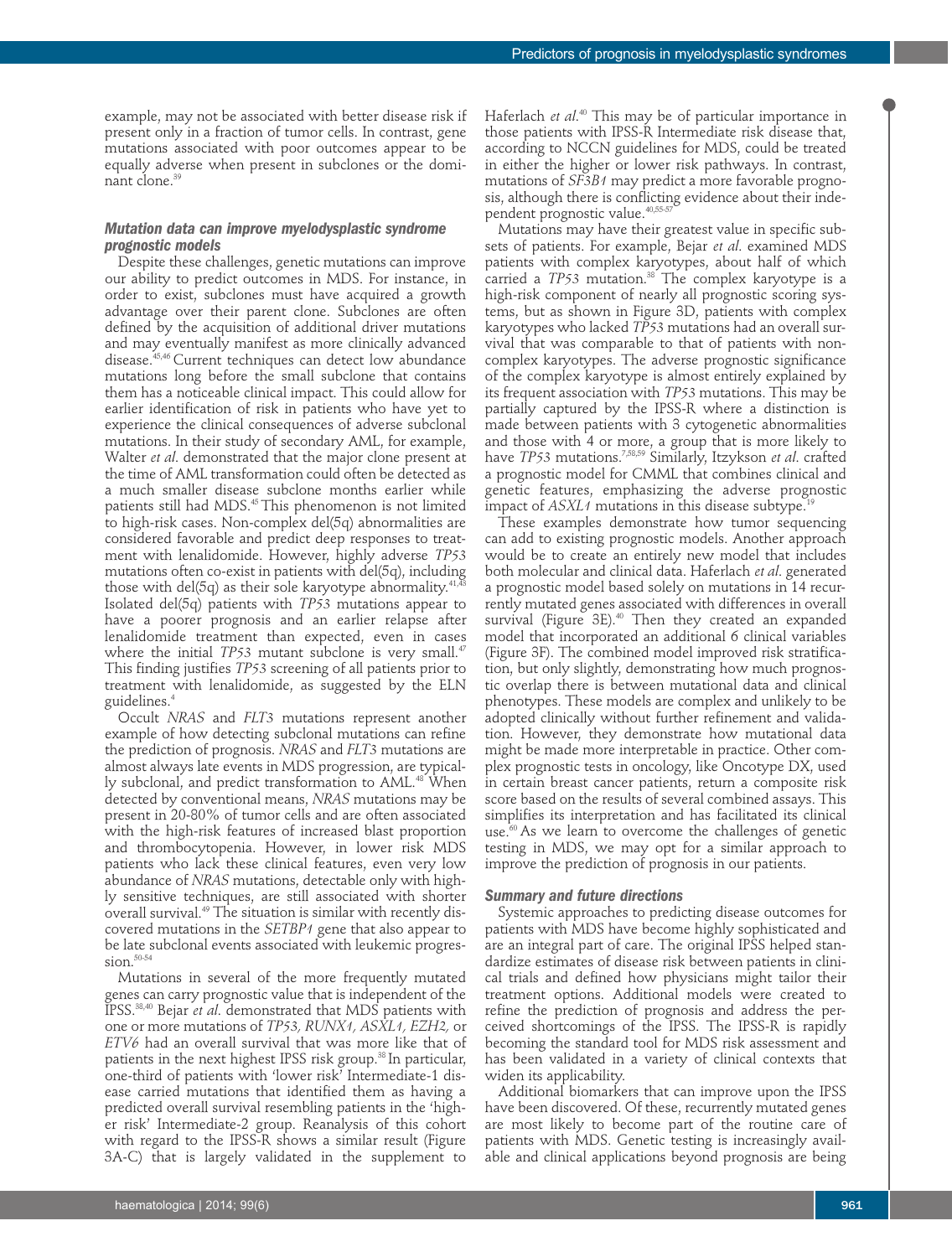example, may not be associated with better disease risk if present only in a fraction of tumor cells. In contrast, gene mutations associated with poor outcomes appear to be equally adverse when present in subclones or the dominant clone.[39]

### Mutation data can improve myelodysplastic syndrome prognostic models

Despite these challenges, genetic mutations can improve our ability to predict outcomes in MDS. For instance, in order to exist, subclones must have acquired a growth advantage over their parent clone. Subclones are often defined by the acquisition of additional driver mutations and may eventually manifest as more clinically advanced disease.[45,46] Current techniques can detect low abundance mutations long before the small subclone that contains them has a noticeable clinical impact. This could allow for earlier identification of risk in patients who have yet to experience the clinical consequences of adverse subclonal mutations. In their study of secondary AML, for example, Walter *et al.* demonstrated that the major clone present at the time of AML transformation could often be detected as a much smaller disease subclone months earlier while patients still had MDS.[45] This phenomenon is not limited to high-risk cases. Non-complex del(5q) abnormalities are considered favorable and predict deep responses to treatment with lenalidomide. However, highly adverse *TP53* mutations often co-exist in patients with del(5q), including those with del(5q) as their sole karyotype abnormality.[41,43] Isolated del(5q) patients with *TP53* mutations appear to have a poorer prognosis and an earlier relapse after lenalidomide treatment than expected, even in cases where the initial *TP53* mutant subclone is very small.[47] This finding justifies *TP53* screening of all patients prior to treatment with lenalidomide, as suggested by the ELN guidelines.[4]

Occult *NRAS* and *FLT3* mutations represent another example of how detecting subclonal mutations can refine the prediction of prognosis. *NRAS* and *FLT3* mutations are almost always late events in MDS progression, are typically subclonal, and predict transformation to AML.[48] When detected by conventional means, *NRAS* mutations may be present in 20-80% of tumor cells and are often associated with the high-risk features of increased blast proportion and thrombocytopenia. However, in lower risk MDS patients who lack these clinical features, even very low abundance of *NRAS* mutations, detectable only with highly sensitive techniques, are still associated with shorter overall survival.[49] The situation is similar with recently discovered mutations in the *SETBP1* gene that also appear to be late subclonal events associated with leukemic progression.[50-54]

Mutations in several of the more frequently mutated genes can carry prognostic value that is independent of the IPSS.[38,40] Bejar *et al.* demonstrated that MDS patients with one or more mutations of *TP53, RUNX1, ASXL1, EZH2,* or *ETV6* had an overall survival that was more like that of patients in the next highest IPSS risk group.[38] In particular, one-third of patients with 'lower risk' Intermediate-1 disease carried mutations that identified them as having a predicted overall survival resembling patients in the 'higher risk' Intermediate-2 group. Reanalysis of this cohort with regard to the IPSS-R shows a similar result (Figure 3A-C) that is largely validated in the supplement to Haferlach *et al.*[40] This may be of particular importance in those patients with IPSS-R Intermediate risk disease that, according to NCCN guidelines for MDS, could be treated in either the higher or lower risk pathways. In contrast, mutations of *SF3B1* may predict a more favorable prognosis, although there is conflicting evidence about their independent prognostic value.[40,55-57]

Mutations may have their greatest value in specific subsets of patients. For example, Bejar *et al.* examined MDS patients with complex karyotypes, about half of which carried a *TP53* mutation.[38] The complex karyotype is a high-risk component of nearly all prognostic scoring systems, but as shown in Figure 3D, patients with complex karyotypes who lacked *TP53* mutations had an overall survival that was comparable to that of patients with non-complex karyotypes. The adverse prognostic significance of the complex karyotype is almost entirely explained by its frequent association with *TP53* mutations. This may be partially captured by the IPSS-R where a distinction is made between patients with 3 cytogenetic abnormalities and those with 4 or more, a group that is more likely to have *TP53* mutations.[7,58,59] Similarly, Itzykson *et al.* crafted a prognostic model for CMML that combines clinical and genetic features, emphasizing the adverse prognostic impact of *ASXL1* mutations in this disease subtype.[19]

These examples demonstrate how tumor sequencing can add to existing prognostic models. Another approach would be to create an entirely new model that includes both molecular and clinical data. Haferlach *et al.* generated a prognostic model based solely on mutations in 14 recurrently mutated genes associated with differences in overall survival (Figure 3E).[40] Then they created an expanded model that incorporated an additional 6 clinical variables (Figure 3F). The combined model improved risk stratification, but only slightly, demonstrating how much prognostic overlap there is between mutational data and clinical phenotypes. These models are complex and unlikely to be adopted clinically without further refinement and validation. However, they demonstrate how mutational data might be made more interpretable in practice. Other complex prognostic tests in oncology, like Oncotype DX, used in certain breast cancer patients, return a composite risk score based on the results of several combined assays. This simplifies its interpretation and has facilitated its clinical use.[60] As we learn to overcome the challenges of genetic testing in MDS, we may opt for a similar approach to improve the prediction of prognosis in our patients.

### Summary and future directions

Systemic approaches to predicting disease outcomes for patients with MDS have become highly sophisticated and are an integral part of care. The original IPSS helped standardize estimates of disease risk between patients in clinical trials and defined how physicians might tailor their treatment options. Additional models were created to refine the prediction of prognosis and address the perceived shortcomings of the IPSS. The IPSS-R is rapidly becoming the standard tool for MDS risk assessment and has been validated in a variety of clinical contexts that widen its applicability.

Additional biomarkers that can improve upon the IPSS have been discovered. Of these, recurrently mutated genes are most likely to become part of the routine care of patients with MDS. Genetic testing is increasingly available and clinical applications beyond prognosis are being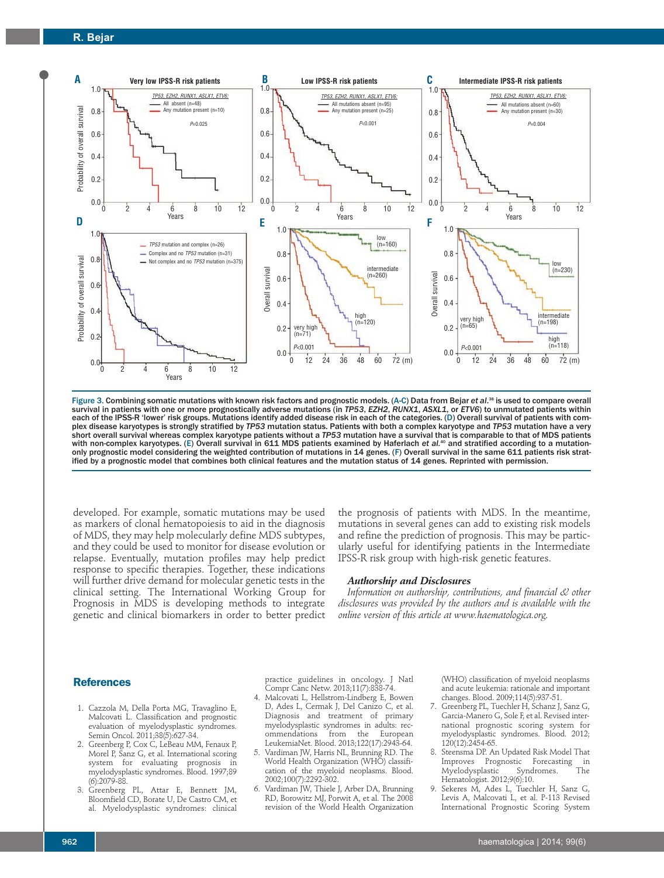Figure 3. Combining somatic mutations with known risk factors and prognostic models. (A-C) Data from Bejar *et al.*[38] is used to compare overall survival in patients with one or more prognostically adverse mutations (in *TP53*, *EZH2*, *RUNX1*, *ASXL1*, or *ETV6*) to unmutated patients within each of the IPSS-R 'lower' risk groups. Mutations identify added disease risk in each of the categories. (D) Overall survival of patients with complex disease karyotypes is strongly stratified by *TP53* mutation status. Patients with both a complex karyotype and *TP53* mutation have a very short overall survival whereas complex karyotype patients without a *TP53* mutation have a survival that is comparable to that of MDS patients with non-complex karyotypes. (E) Overall survival in 611 MDS patients examined by Haferlach *et al.*[40] and stratified according to a mutation-only prognostic model considering the weighted contribution of mutations in 14 genes. (F) Overall survival in the same 611 patients risk stratified by a prognostic model that combines both clinical features and the mutation status of 14 genes. Reprinted with permission.

developed. For example, somatic mutations may be used as markers of clonal hematopoiesis to aid in the diagnosis of MDS, they may help molecularly define MDS subtypes, and they could be used to monitor for disease evolution or relapse. Eventually, mutation profiles may help predict response to specific therapies. Together, these indications will further drive demand for molecular genetic tests in the clinical setting. The International Working Group for Prognosis in MDS is developing methods to integrate genetic and clinical biomarkers in order to better predict the prognosis of patients with MDS. In the meantime, mutations in several genes can add to existing risk models and refine the prediction of prognosis. This may be particularly useful for identifying patients in the Intermediate IPSS-R risk group with high-risk genetic features.

### *Authorship and Disclosures*

*Information on authorship, contributions, and financial & other disclosures was provided by the authors and is available with the online version of this article at www.haematologica.org.*

## References

1. Cazzola M, Della Porta MG, Travaglino E, Malcovati L. Classification and prognostic evaluation of myelodysplastic syndromes. Semin Oncol. 2011;38(5):627-34.
2. Greenberg P, Cox C, LeBeau MM, Fenaux P, Morel P, Sanz G, et al. International scoring system for evaluating prognosis in myelodysplastic syndromes. Blood. 1997;89(6):2079-88.
3. Greenberg PL, Attar E, Bennett JM, Bloomfield CD, Borate U, De Castro CM, et al. Myelodysplastic syndromes: clinical practice guidelines in oncology. J Natl Compr Canc Netw. 2013;11(7):838-74.
4. Malcovati L, Hellstrom-Lindberg E, Bowen D, Ades L, Cermak J, Del Canizo C, et al. Diagnosis and treatment of primary myelodysplastic syndromes in adults: recommendations from the European LeukemiaNet. Blood. 2013;122(17):2943-64.
5. Vardiman JW, Harris NL, Brunning RD. The World Health Organization (WHO) classification of the myeloid neoplasms. Blood. 2002;100(7):2292-302.
6. Vardiman JW, Thiele J, Arber DA, Brunning RD, Borowitz MJ, Porwit A, et al. The 2008 revision of the World Health Organization (WHO) classification of myeloid neoplasms and acute leukemia: rationale and important changes. Blood. 2009;114(5):937-51.
7. Greenberg PL, Tuechler H, Schanz J, Sanz G, Garcia-Manero G, Sole F, et al. Revised international prognostic scoring system for myelodysplastic syndromes. Blood. 2012;120(12):2454-65.
8. Steensma DP. An Updated Risk Model That Improves Prognostic Forecasting in Myelodysplastic Syndromes. The Hematologist. 2012;9(6):10.
9. Sekeres M, Ades L, Tuechler H, Sanz G, Levis A, Malcovati L, et al. P-113 Revised International Prognostic Scoring System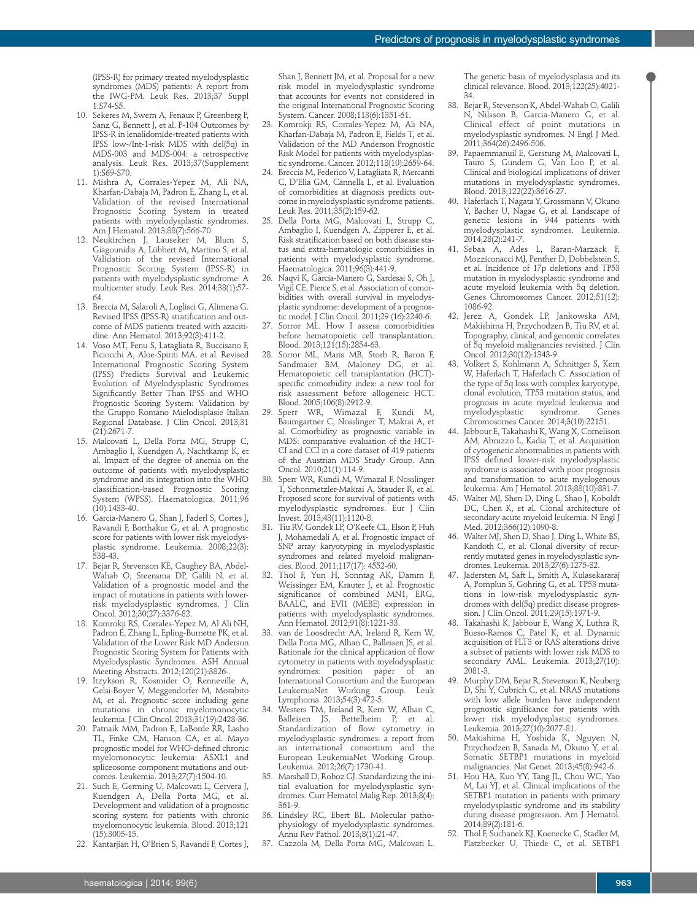(IPSS-R) for primary treated myelodysplastic syndromes (MDS) patients: A report from the IWG-PM. Leuk Res. 2013;37 Suppl 1:S74-S5.

10. Sekeres M, Swern A, Fenaux P, Greenberg P, Sanz G, Bennett J, et al. P-104 Outcomes by IPSS-R in lenalidomide-treated patients with IPSS low-/Int-1-risk MDS with del(5q) in MDS-003 and MDS-004: a retrospective analysis. Leuk Res. 2013;37(Supplement 1):S69-S70.
11. Mishra A, Corrales-Yepez M, Ali NA, Kharfan-Dabaja M, Padron E, Zhang L, et al. Validation of the revised International Prognostic Scoring System in treated patients with myelodysplastic syndromes. Am J Hematol. 2013;88(7):566-70.
12. Neukirchen J, Lauseker M, Blum S, Giagounidis A, Lübbert M, Martino S, et al. Validation of the revised International Prognostic Scoring System (IPSS-R) in patients with myelodysplastic syndrome: A multicenter study. Leuk Res. 2014;38(1):57-64.
13. Breccia M, Salaroli A, Loglisci G, Alimena G. Revised IPSS (IPSS-R) stratification and outcome of MDS patients treated with azacitidine. Ann Hematol. 2013;92(3):411-2.
14. Voso MT, Fenu S, Latagliata R, Buccisano F, Piciocchi A, Aloe-Spiriti MA, et al. Revised International Prognostic Scoring System (IPSS) Predicts Survival and Leukemic Evolution of Myelodysplastic Syndromes Significantly Better Than IPSS and WHO Prognostic Scoring System: Validation by the Gruppo Romano Mielodisplasie Italian Regional Database. J Clin Oncol. 2013;31 (21):2671-7.
15. Malcovati L, Della Porta MG, Strupp C, Ambaglio I, Kuendgen A, Nachtkamp K, et al. Impact of the degree of anemia on the outcome of patients with myelodysplastic syndrome and its integration into the WHO classification-based Prognostic Scoring System (WPSS). Haematologica. 2011;96 (10):1433-40.
16. Garcia-Manero G, Shan J, Faderl S, Cortes J, Ravandi F, Borthakur G, et al. A prognostic score for patients with lower risk myelodysplastic syndrome. Leukemia. 2008;22(3): 538-43.
17. Bejar R, Stevenson KE, Caughey BA, Abdel-Wahab O, Steensma DP, Galili N, et al. Validation of a prognostic model and the impact of mutations in patients with lower-risk myelodysplastic syndromes. J Clin Oncol. 2012;30(27):3376-82.
18. Komrokji RS, Corrales-Yepez M, Al Ali NH, Padron E, Zhang L, Epling-Burnette PK, et al. Validation of the Lower Risk MD Anderson Prognostic Scoring System for Patients with Myelodysplastic Syndromes. ASH Annual Meeting Abstracts. 2012;120(21):3826-.
19. Itzykson R, Kosmider O, Renneville A, Gelsi-Boyer V, Meggendorfer M, Morabito M, et al. Prognostic score including gene mutations in chronic myelomonocytic leukemia. J Clin Oncol. 2013;31(19):2428-36.
20. Patnaik MM, Padron E, LaBorde RR, Lasho TL, Finke CM, Hanson CA, et al. Mayo prognostic model for WHO-defined chronic myelomonocytic leukemia: ASXL1 and spliceosome component mutations and outcomes. Leukemia. 2013;27(7):1504-10.
21. Such E, Germing U, Malcovati L, Cervera J, Kuendgen A, Della Porta MG, et al. Development and validation of a prognostic scoring system for patients with chronic myelomonocytic leukemia. Blood. 2013;121 (15):3005-15.
22. Kantarjian H, O'Brien S, Ravandi F, Cortes J, Shan J, Bennett JM, et al. Proposal for a new risk model in myelodysplastic syndrome that accounts for events not considered in the original International Prognostic Scoring System. Cancer. 2008;113(6):1351-61.
23. Komrokji RS, Corrales-Yepez M, Ali NA, Kharfan-Dabaja M, Padron E, Fields T, et al. Validation of the MD Anderson Prognostic Risk Model for patients with myelodysplastic syndrome. Cancer. 2012;118(10):2659-64.
24. Breccia M, Federico V, Latagliata R, Mercanti C, D'Elia GM, Cannella L, et al. Evaluation of comorbidities at diagnosis predicts outcome in myelodysplastic syndrome patients. Leuk Res. 2011;35(2):159-62.
25. Della Porta MG, Malcovati L, Strupp C, Ambaglio I, Kuendgen A, Zipperer E, et al. Risk stratification based on both disease status and extra-hematologic comorbidities in patients with myelodysplastic syndrome. Haematologica. 2011;96(3):441-9.
26. Naqvi K, Garcia-Manero G, Sardesai S, Oh J, Vigil CE, Pierce S, et al. Association of comorbidities with overall survival in myelodysplastic syndrome: development of a prognostic model. J Clin Oncol. 2011;29 (16):2240-6.
27. Sorror ML. How I assess comorbidities before hematopoietic cell transplantation. Blood. 2013;121(15):2854-63.
28. Sorror ML, Maris MB, Storb R, Baron F, Sandmaier BM, Maloney DG, et al. Hematopoietic cell transplantation (HCT)-specific comorbidity index: a new tool for risk assessment before allogeneic HCT. Blood. 2005;106(8):2912-9.
29. Sperr WR, Wimazal F, Kundi M, Baumgartner C, Nosslinger T, Makrai A, et al. Comorbidity as prognostic variable in MDS: comparative evaluation of the HCT-CI and CCI in a core dataset of 419 patients of the Austrian MDS Study Group. Ann Oncol. 2010;21(1):114-9.
30. Sperr WR, Kundi M, Wimazal F, Nosslinger T, Schonmetzler-Makrai A, Stauder R, et al. Proposed score for survival of patients with myelodysplastic syndromes. Eur J Clin Invest. 2013;43(11):1120-8.
31. Tiu RV, Gondek LP, O'Keefe CL, Elson P, Huh J, Mohamedali A, et al. Prognostic impact of SNP array karyotyping in myelodysplastic syndromes and related myeloid malignancies. Blood. 2011;117(17): 4552-60.
32. Thol F, Yun H, Sonntag AK, Damm F, Weissinger EM, Krauter J, et al. Prognostic significance of combined MN1, ERG, BAALC, and EVI1 (MEBE) expression in patients with myelodysplastic syndromes. Ann Hematol. 2012;91(8):1221-33.
33. van de Loosdrecht AA, Ireland R, Kern W, Della Porta MG, Alhan C, Balleisen JS, et al. Rationale for the clinical application of flow cytometry in patients with myelodysplastic syndromes: position paper of an International Consortium and the European LeukemiaNet Working Group. Leuk Lymphoma. 2013;54(3):472-5.
34. Westers TM, Ireland R, Kern W, Alhan C, Balleisen JS, Bettelheim P, et al. Standardization of flow cytometry in myelodysplastic syndromes: a report from an international consortium and the European LeukemiaNet Working Group. Leukemia. 2012;26(7):1730-41.
35. Marshall D, Roboz GJ. Standardizing the initial evaluation for myelodysplastic syndromes. Curr Hematol Malig Rep. 2013;8(4): 361-9.
36. Lindsley RC, Ebert BL. Molecular pathophysiology of myelodysplastic syndromes. Annu Rev Pathol. 2013;8(1):21-47.
37. Cazzola M, Della Porta MG, Malcovati L. The genetic basis of myelodysplasia and its clinical relevance. Blood. 2013;122(25):4021-34.
38. Bejar R, Stevenson K, Abdel-Wahab O, Galili N, Nilsson B, Garcia-Manero G, et al. Clinical effect of point mutations in myelodysplastic syndromes. N Engl J Med. 2011;364(26):2496-506.
39. Papaemmanuil E, Gerstung M, Malcovati L, Tauro S, Gundem G, Van Loo P, et al. Clinical and biological implications of driver mutations in myelodysplastic syndromes. Blood. 2013;122(22):3616-27.
40. Haferlach T, Nagata Y, Grossmann V, Okuno Y, Bacher U, Nagae G, et al. Landscape of genetic lesions in 944 patients with myelodysplastic syndromes. Leukemia. 2014;28(2):241-7.
41. Sebaa A, Ades L, Baran-Marzack F, Mozziconacci MJ, Penther D, Dobbelstein S, et al. Incidence of 17p deletions and TP53 mutation in myelodysplastic syndrome and acute myeloid leukemia with 5q deletion. Genes Chromosomes Cancer. 2012;51(12): 1086-92.
42. Jerez A, Gondek LP, Jankowska AM, Makishima H, Przychodzen B, Tiu RV, et al. Topography, clinical, and genomic correlates of 5q myeloid malignancies revisited. J Clin Oncol. 2012;30(12):1343-9.
43. Volkert S, Kohlmann A, Schnittger S, Kern W, Haferlach T, Haferlach C. Association of the type of 5q loss with complex karyotype, clonal evolution, TP53 mutation status, and prognosis in acute myeloid leukemia and myelodysplastic syndrome. Genes Chromosomes Cancer. 2014;3(10):22151.
44. Jabbour E, Takahashi K, Wang X, Cornelison AM, Abruzzo L, Kadia T, et al. Acquisition of cytogenetic abnormalities in patients with IPSS defined lower-risk myelodysplastic syndrome is associated with poor prognosis and transformation to acute myelogenous leukemia. Am J Hematol. 2013;88(10):831-7.
45. Walter MJ, Shen D, Ding L, Shao J, Koboldt DC, Chen K, et al. Clonal architecture of secondary acute myeloid leukemia. N Engl J Med. 2012;366(12):1090-8.
46. Walter MJ, Shen D, Shao J, Ding L, White BS, Kandoth C, et al. Clonal diversity of recurrently mutated genes in myelodysplastic syndromes. Leukemia. 2013;27(6):1275-82.
47. Jadersten M, Saft L, Smith A, Kulasekararaj A, Pomplun S, Gohring G, et al. TP53 mutations in low-risk myelodysplastic syndromes with del(5q) predict disease progression. J Clin Oncol. 2011;29(15):1971-9.
48. Takahashi K, Jabbour E, Wang X, Luthra R, Bueso-Ramos C, Patel K, et al. Dynamic acquisition of FLT3 or RAS alterations drive a subset of patients with lower risk MDS to secondary AML. Leukemia. 2013;27(10): 2081-3.
49. Murphy DM, Bejar R, Stevenson K, Neuberg D, Shi Y, Cubrich C, et al. NRAS mutations with low allele burden have independent prognostic significance for patients with lower risk myelodysplastic syndromes. Leukemia. 2013;27(10):2077-81.
50. Makishima H, Yoshida K, Nguyen N, Przychodzen B, Sanada M, Okuno Y, et al. Somatic SETBP1 mutations in myeloid malignancies. Nat Genet. 2013;45(8):942-6.
51. Hou HA, Kuo YY, Tang JL, Chou WC, Yao M, Lai YJ, et al. Clinical implications of the SETBP1 mutation in patients with primary myelodysplastic syndrome and its stability during disease progression. Am J Hematol. 2014;89(2):181-6.
52. Thol F, Suchanek KJ, Koenecke C, Stadler M, Platzbecker U, Thiede C, et al. SETBP1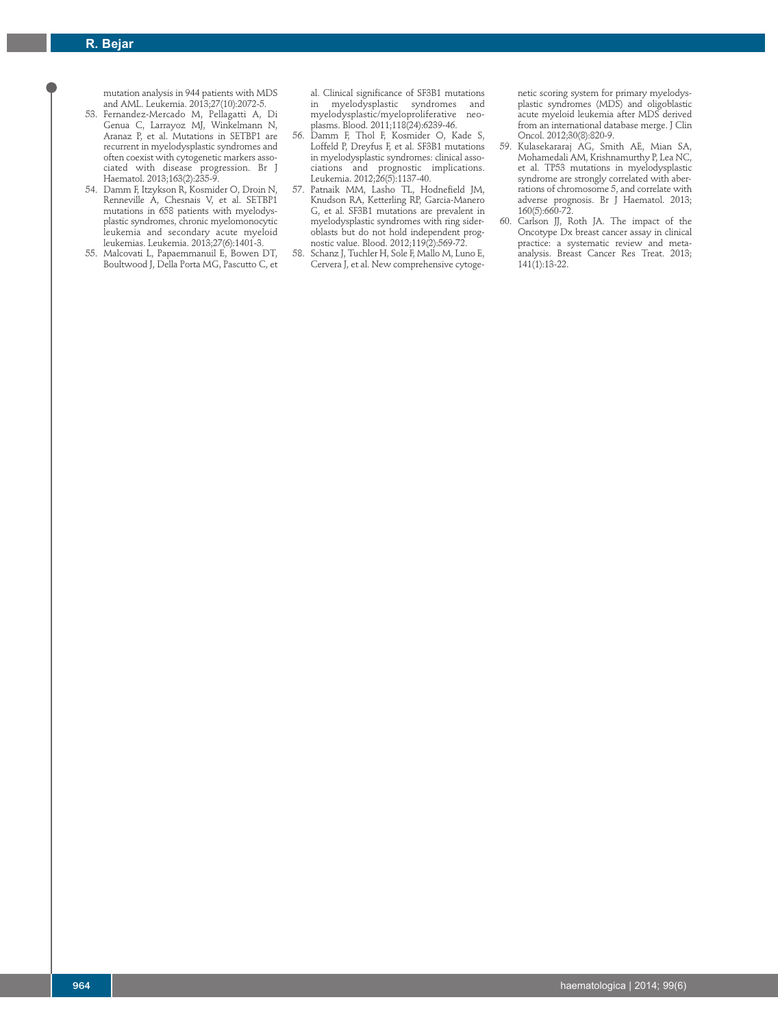mutation analysis in 944 patients with MDS and AML. Leukemia. 2013;27(10):2072-5.

53. Fernandez-Mercado M, Pellagatti A, Di Genua C, Larrayoz MJ, Winkelmann N, Aranaz P, et al. Mutations in SETBP1 are recurrent in myelodysplastic syndromes and often coexist with cytogenetic markers associated with disease progression. Br J Haematol. 2013;163(2):235-9.
54. Damm F, Itzykson R, Kosmider O, Droin N, Renneville A, Chesnais V, et al. SETBP1 mutations in 658 patients with myelodysplastic syndromes, chronic myelomonocytic leukemia and secondary acute myeloid leukemias. Leukemia. 2013;27(6):1401-3.
55. Malcovati L, Papaemmanuil E, Bowen DT, Boultwood J, Della Porta MG, Pascutto C, et al. Clinical significance of SF3B1 mutations in myelodysplastic syndromes and myelodysplastic/myeloproliferative neoplasms. Blood. 2011;118(24):6239-46.
56. Damm F, Thol F, Kosmider O, Kade S, Loffeld P, Dreyfus F, et al. SF3B1 mutations in myelodysplastic syndromes: clinical associations and prognostic implications. Leukemia. 2012;26(5):1137-40.
57. Patnaik MM, Lasho TL, Hodnefield JM, Knudson RA, Ketterling RP, Garcia-Manero G, et al. SF3B1 mutations are prevalent in myelodysplastic syndromes with ring sideroblasts but do not hold independent prognostic value. Blood. 2012;119(2):569-72.
58. Schanz J, Tuchler H, Sole F, Mallo M, Luno E, Cervera J, et al. New comprehensive cytogenetic scoring system for primary myelodysplastic syndromes (MDS) and oligoblastic acute myeloid leukemia after MDS derived from an international database merge. J Clin Oncol. 2012;30(8):820-9.
59. Kulasekararaj AG, Smith AE, Mian SA, Mohamedali AM, Krishnamurthy P, Lea NC, et al. TP53 mutations in myelodysplastic syndrome are strongly correlated with aberrations of chromosome 5, and correlate with adverse prognosis. Br J Haematol. 2013; 160(5):660-72.
60. Carlson JJ, Roth JA. The impact of the Oncotype Dx breast cancer assay in clinical practice: a systematic review and meta-analysis. Breast Cancer Res Treat. 2013; 141(1):13-22.